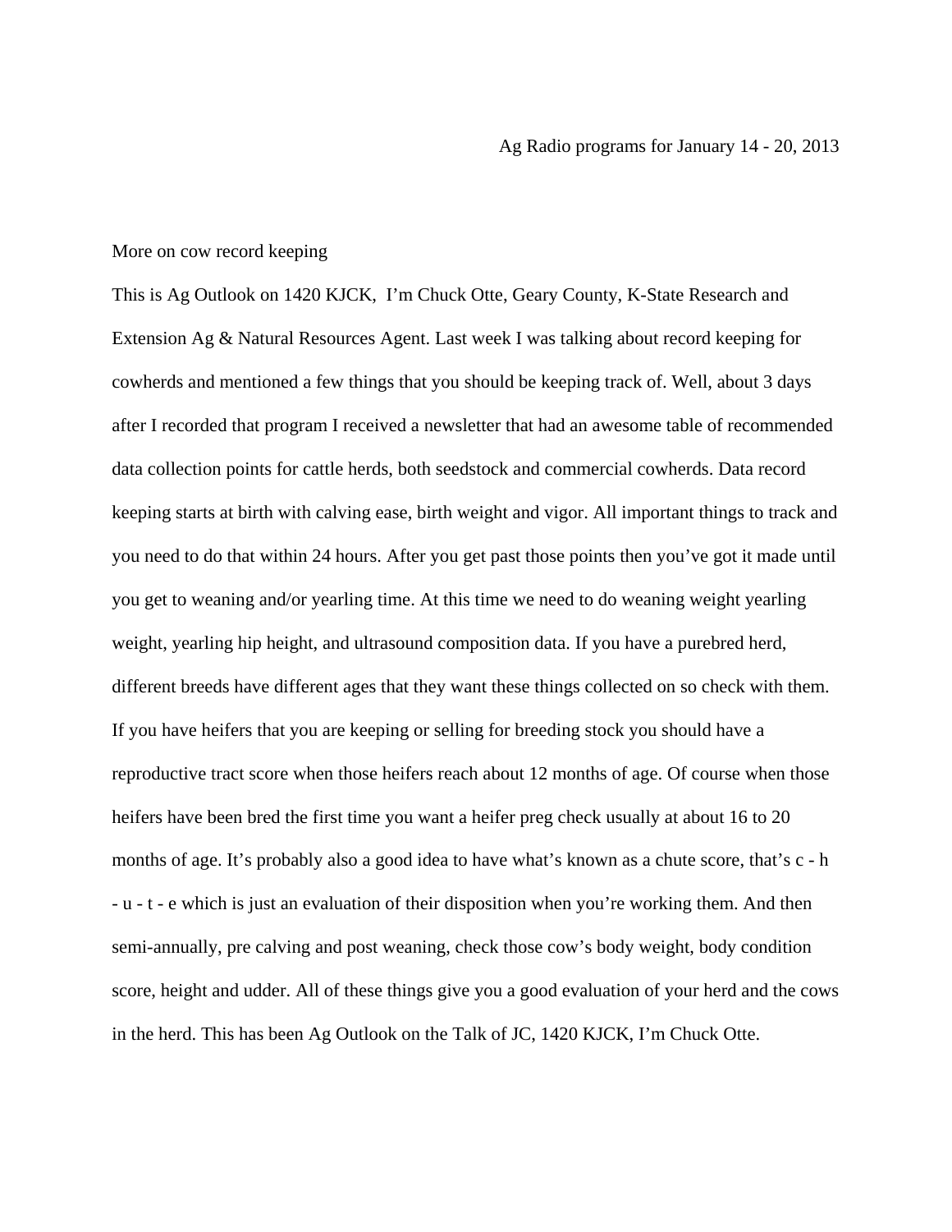Ag Radio programs for January 14 - 20, 2013

More on cow record keeping

This is Ag Outlook on 1420 KJCK, I'm Chuck Otte, Geary County, K-State Research and Extension Ag & Natural Resources Agent. Last week I was talking about record keeping for cowherds and mentioned a few things that you should be keeping track of. Well, about 3 days after I recorded that program I received a newsletter that had an awesome table of recommended data collection points for cattle herds, both seedstock and commercial cowherds. Data record keeping starts at birth with calving ease, birth weight and vigor. All important things to track and you need to do that within 24 hours. After you get past those points then you've got it made until you get to weaning and/or yearling time. At this time we need to do weaning weight yearling weight, yearling hip height, and ultrasound composition data. If you have a purebred herd, different breeds have different ages that they want these things collected on so check with them. If you have heifers that you are keeping or selling for breeding stock you should have a reproductive tract score when those heifers reach about 12 months of age. Of course when those heifers have been bred the first time you want a heifer preg check usually at about 16 to 20 months of age. It's probably also a good idea to have what's known as a chute score, that's c - h - u - t - e which is just an evaluation of their disposition when you're working them. And then semi-annually, pre calving and post weaning, check those cow's body weight, body condition score, height and udder. All of these things give you a good evaluation of your herd and the cows in the herd. This has been Ag Outlook on the Talk of JC, 1420 KJCK, I'm Chuck Otte.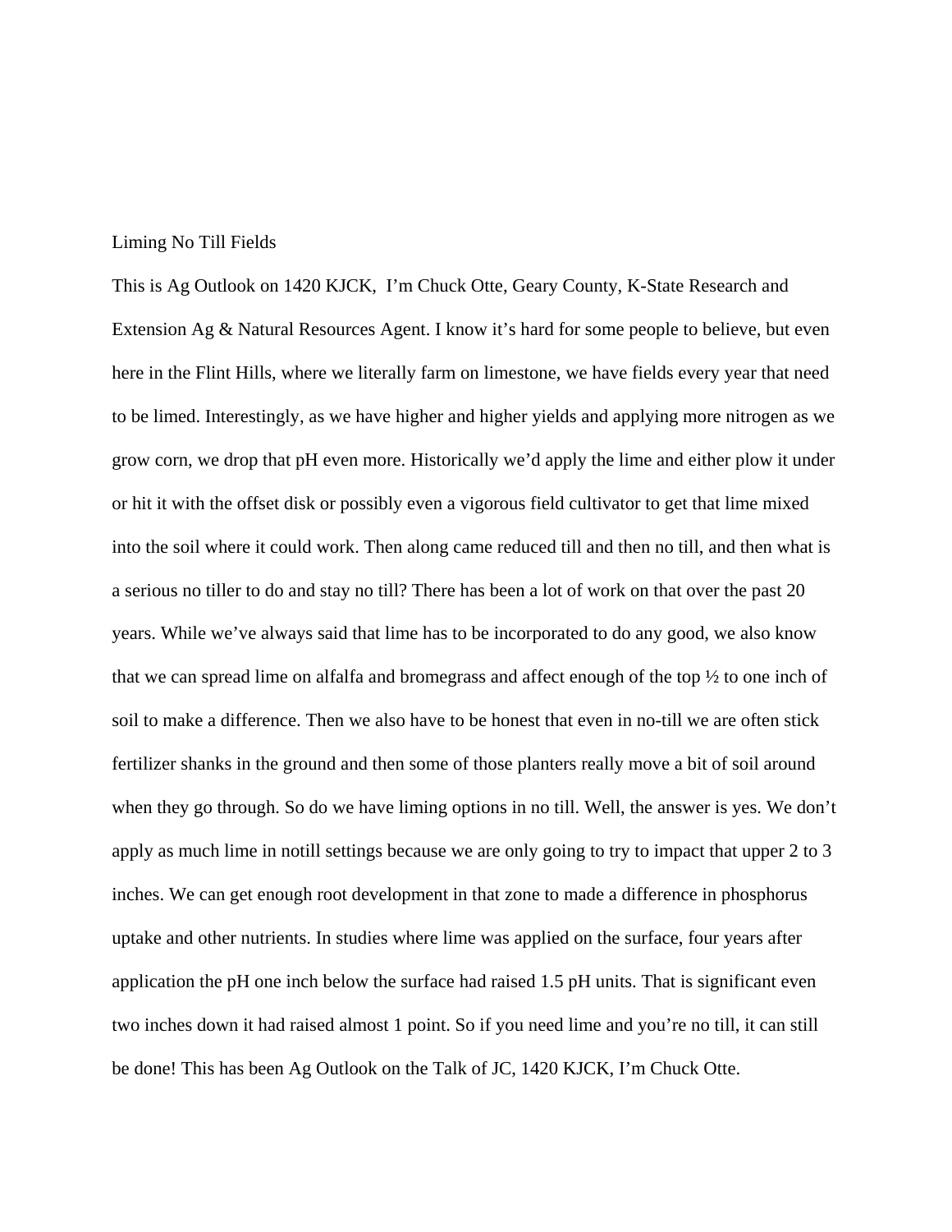Liming No Till Fields

This is Ag Outlook on 1420 KJCK,  I'm Chuck Otte, Geary County, K-State Research and Extension Ag & Natural Resources Agent. I know it's hard for some people to believe, but even here in the Flint Hills, where we literally farm on limestone, we have fields every year that need to be limed. Interestingly, as we have higher and higher yields and applying more nitrogen as we grow corn, we drop that pH even more. Historically we'd apply the lime and either plow it under or hit it with the offset disk or possibly even a vigorous field cultivator to get that lime mixed into the soil where it could work. Then along came reduced till and then no till, and then what is a serious no tiller to do and stay no till? There has been a lot of work on that over the past 20 years. While we've always said that lime has to be incorporated to do any good, we also know that we can spread lime on alfalfa and bromegrass and affect enough of the top ½ to one inch of soil to make a difference. Then we also have to be honest that even in no-till we are often stick fertilizer shanks in the ground and then some of those planters really move a bit of soil around when they go through. So do we have liming options in no till. Well, the answer is yes. We don't apply as much lime in notill settings because we are only going to try to impact that upper 2 to 3 inches. We can get enough root development in that zone to made a difference in phosphorus uptake and other nutrients. In studies where lime was applied on the surface, four years after application the pH one inch below the surface had raised 1.5 pH units. That is significant even two inches down it had raised almost 1 point. So if you need lime and you're no till, it can still be done! This has been Ag Outlook on the Talk of JC, 1420 KJCK, I'm Chuck Otte.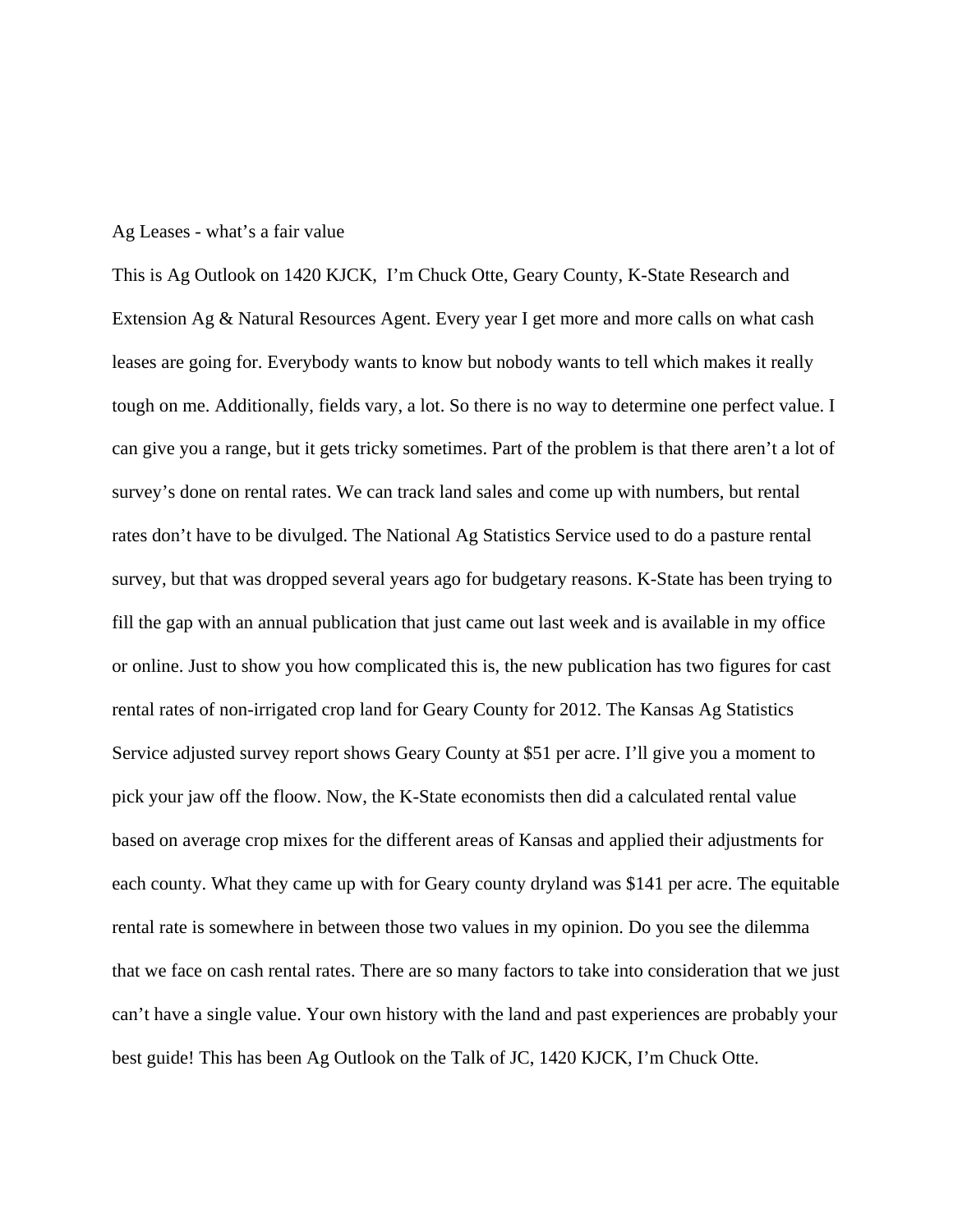Ag Leases - what's a fair value

This is Ag Outlook on 1420 KJCK, I'm Chuck Otte, Geary County, K-State Research and Extension Ag & Natural Resources Agent. Every year I get more and more calls on what cash leases are going for. Everybody wants to know but nobody wants to tell which makes it really tough on me. Additionally, fields vary, a lot. So there is no way to determine one perfect value. I can give you a range, but it gets tricky sometimes. Part of the problem is that there aren't a lot of survey's done on rental rates. We can track land sales and come up with numbers, but rental rates don't have to be divulged. The National Ag Statistics Service used to do a pasture rental survey, but that was dropped several years ago for budgetary reasons. K-State has been trying to fill the gap with an annual publication that just came out last week and is available in my office or online. Just to show you how complicated this is, the new publication has two figures for cast rental rates of non-irrigated crop land for Geary County for 2012. The Kansas Ag Statistics Service adjusted survey report shows Geary County at $51 per acre. I'll give you a moment to pick your jaw off the floow. Now, the K-State economists then did a calculated rental value based on average crop mixes for the different areas of Kansas and applied their adjustments for each county. What they came up with for Geary county dryland was $141 per acre. The equitable rental rate is somewhere in between those two values in my opinion. Do you see the dilemma that we face on cash rental rates. There are so many factors to take into consideration that we just can't have a single value. Your own history with the land and past experiences are probably your best guide! This has been Ag Outlook on the Talk of JC, 1420 KJCK, I'm Chuck Otte.